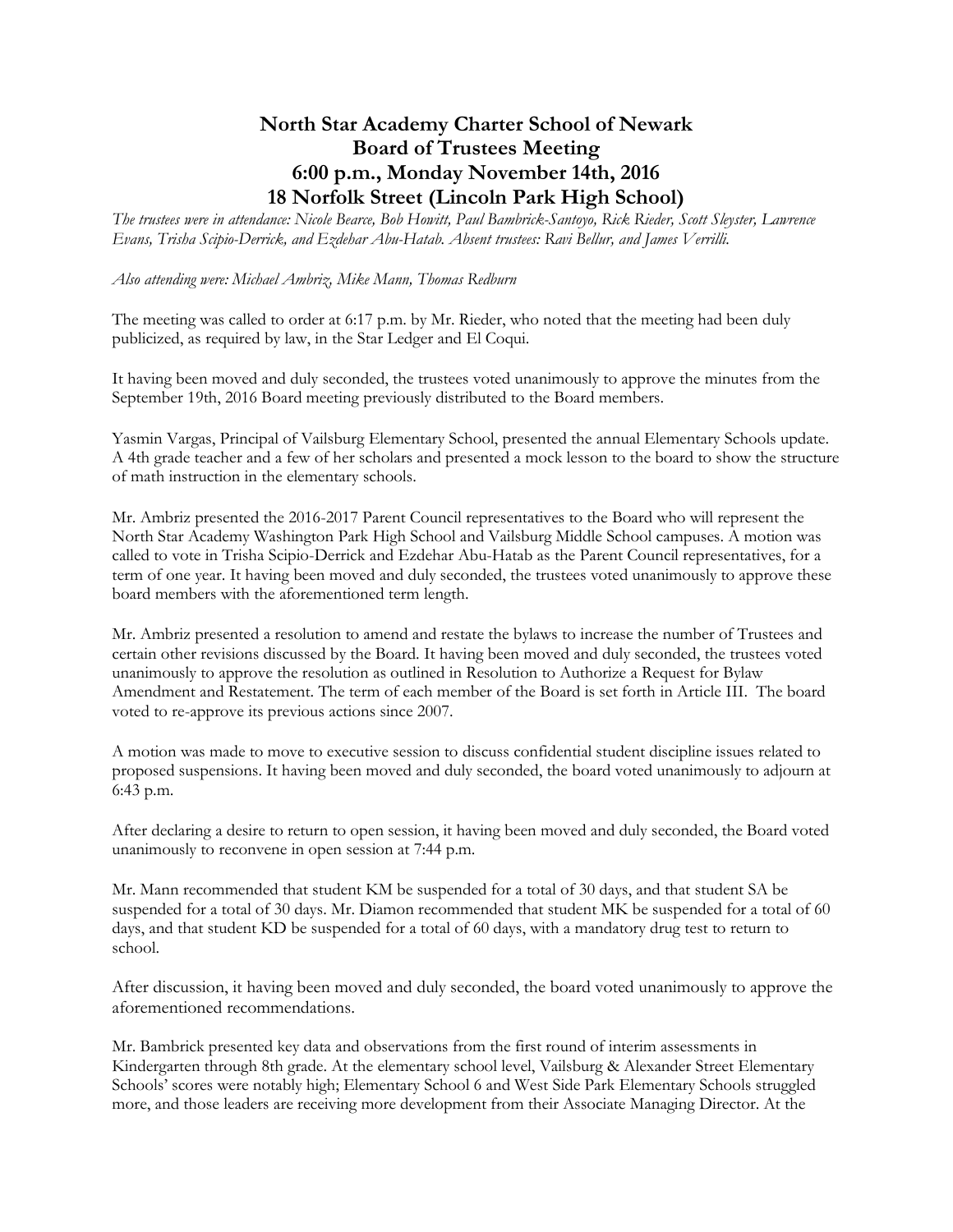# North Star Academy Charter School of Newark
# Board of Trustees Meeting
# 6:00 p.m., Monday November 14th, 2016
# 18 Norfolk Street (Lincoln Park High School)

*The trustees were in attendance: Nicole Bearce, Bob Howitt, Paul Bambrick-Santoyo, Rick Rieder, Scott Sleyster, Lawrence Evans, Trisha Scipio-Derrick, and Ezdehar Abu-Hatab. Absent trustees: Ravi Bellur, and James Verrilli.*

*Also attending were: Michael Ambriz, Mike Mann, Thomas Redburn*

The meeting was called to order at 6:17 p.m. by Mr. Rieder, who noted that the meeting had been duly publicized, as required by law, in the Star Ledger and El Coqui.

It having been moved and duly seconded, the trustees voted unanimously to approve the minutes from the September 19th, 2016 Board meeting previously distributed to the Board members.

Yasmin Vargas, Principal of Vailsburg Elementary School, presented the annual Elementary Schools update. A 4th grade teacher and a few of her scholars and presented a mock lesson to the board to show the structure of math instruction in the elementary schools.

Mr. Ambriz presented the 2016-2017 Parent Council representatives to the Board who will represent the North Star Academy Washington Park High School and Vailsburg Middle School campuses. A motion was called to vote in Trisha Scipio-Derrick and Ezdehar Abu-Hatab as the Parent Council representatives, for a term of one year. It having been moved and duly seconded, the trustees voted unanimously to approve these board members with the aforementioned term length.

Mr. Ambriz presented a resolution to amend and restate the bylaws to increase the number of Trustees and certain other revisions discussed by the Board. It having been moved and duly seconded, the trustees voted unanimously to approve the resolution as outlined in Resolution to Authorize a Request for Bylaw Amendment and Restatement. The term of each member of the Board is set forth in Article III. The board voted to re-approve its previous actions since 2007.

A motion was made to move to executive session to discuss confidential student discipline issues related to proposed suspensions. It having been moved and duly seconded, the board voted unanimously to adjourn at 6:43 p.m.

After declaring a desire to return to open session, it having been moved and duly seconded, the Board voted unanimously to reconvene in open session at 7:44 p.m.

Mr. Mann recommended that student KM be suspended for a total of 30 days, and that student SA be suspended for a total of 30 days. Mr. Diamon recommended that student MK be suspended for a total of 60 days, and that student KD be suspended for a total of 60 days, with a mandatory drug test to return to school.

After discussion, it having been moved and duly seconded, the board voted unanimously to approve the aforementioned recommendations.

Mr. Bambrick presented key data and observations from the first round of interim assessments in Kindergarten through 8th grade. At the elementary school level, Vailsburg & Alexander Street Elementary Schools' scores were notably high; Elementary School 6 and West Side Park Elementary Schools struggled more, and those leaders are receiving more development from their Associate Managing Director. At the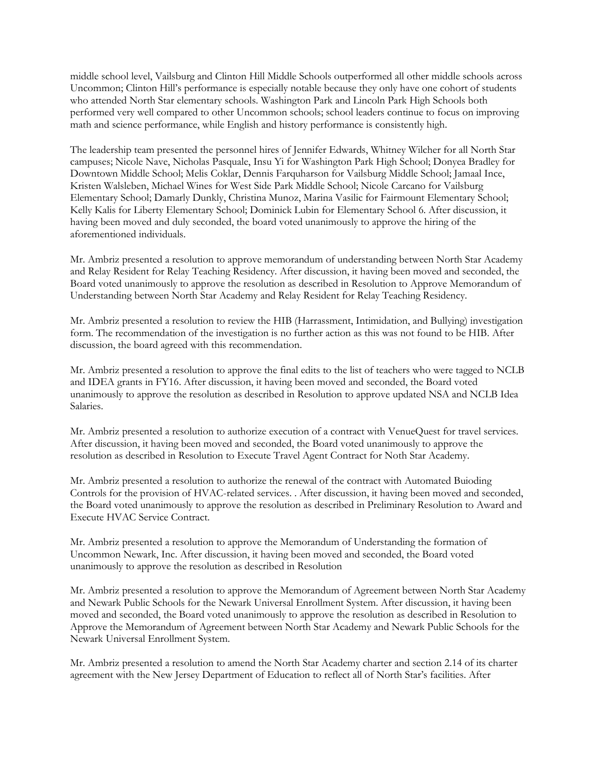middle school level, Vailsburg and Clinton Hill Middle Schools outperformed all other middle schools across Uncommon; Clinton Hill's performance is especially notable because they only have one cohort of students who attended North Star elementary schools. Washington Park and Lincoln Park High Schools both performed very well compared to other Uncommon schools; school leaders continue to focus on improving math and science performance, while English and history performance is consistently high.

The leadership team presented the personnel hires of Jennifer Edwards, Whitney Wilcher for all North Star campuses; Nicole Nave, Nicholas Pasquale, Insu Yi for Washington Park High School; Donyea Bradley for Downtown Middle School; Melis Coklar, Dennis Farquharson for Vailsburg Middle School; Jamaal Ince, Kristen Walsleben, Michael Wines for West Side Park Middle School; Nicole Carcano for Vailsburg Elementary School; Damarly Dunkly, Christina Munoz, Marina Vasilic for Fairmount Elementary School; Kelly Kalis for Liberty Elementary School; Dominick Lubin for Elementary School 6. After discussion, it having been moved and duly seconded, the board voted unanimously to approve the hiring of the aforementioned individuals.

Mr. Ambriz presented a resolution to approve memorandum of understanding between North Star Academy and Relay Resident for Relay Teaching Residency. After discussion, it having been moved and seconded, the Board voted unanimously to approve the resolution as described in Resolution to Approve Memorandum of Understanding between North Star Academy and Relay Resident for Relay Teaching Residency.

Mr. Ambriz presented a resolution to review the HIB (Harrassment, Intimidation, and Bullying) investigation form. The recommendation of the investigation is no further action as this was not found to be HIB. After discussion, the board agreed with this recommendation.

Mr. Ambriz presented a resolution to approve the final edits to the list of teachers who were tagged to NCLB and IDEA grants in FY16. After discussion, it having been moved and seconded, the Board voted unanimously to approve the resolution as described in Resolution to approve updated NSA and NCLB Idea Salaries.

Mr. Ambriz presented a resolution to authorize execution of a contract with VenueQuest for travel services. After discussion, it having been moved and seconded, the Board voted unanimously to approve the resolution as described in Resolution to Execute Travel Agent Contract for Noth Star Academy.

Mr. Ambriz presented a resolution to authorize the renewal of the contract with Automated Buioding Controls for the provision of HVAC-related services. . After discussion, it having been moved and seconded, the Board voted unanimously to approve the resolution as described in Preliminary Resolution to Award and Execute HVAC Service Contract.

Mr. Ambriz presented a resolution to approve the Memorandum of Understanding the formation of Uncommon Newark, Inc. After discussion, it having been moved and seconded, the Board voted unanimously to approve the resolution as described in Resolution

Mr. Ambriz presented a resolution to approve the Memorandum of Agreement between North Star Academy and Newark Public Schools for the Newark Universal Enrollment System. After discussion, it having been moved and seconded, the Board voted unanimously to approve the resolution as described in Resolution to Approve the Memorandum of Agreement between North Star Academy and Newark Public Schools for the Newark Universal Enrollment System.

Mr. Ambriz presented a resolution to amend the North Star Academy charter and section 2.14 of its charter agreement with the New Jersey Department of Education to reflect all of North Star's facilities. After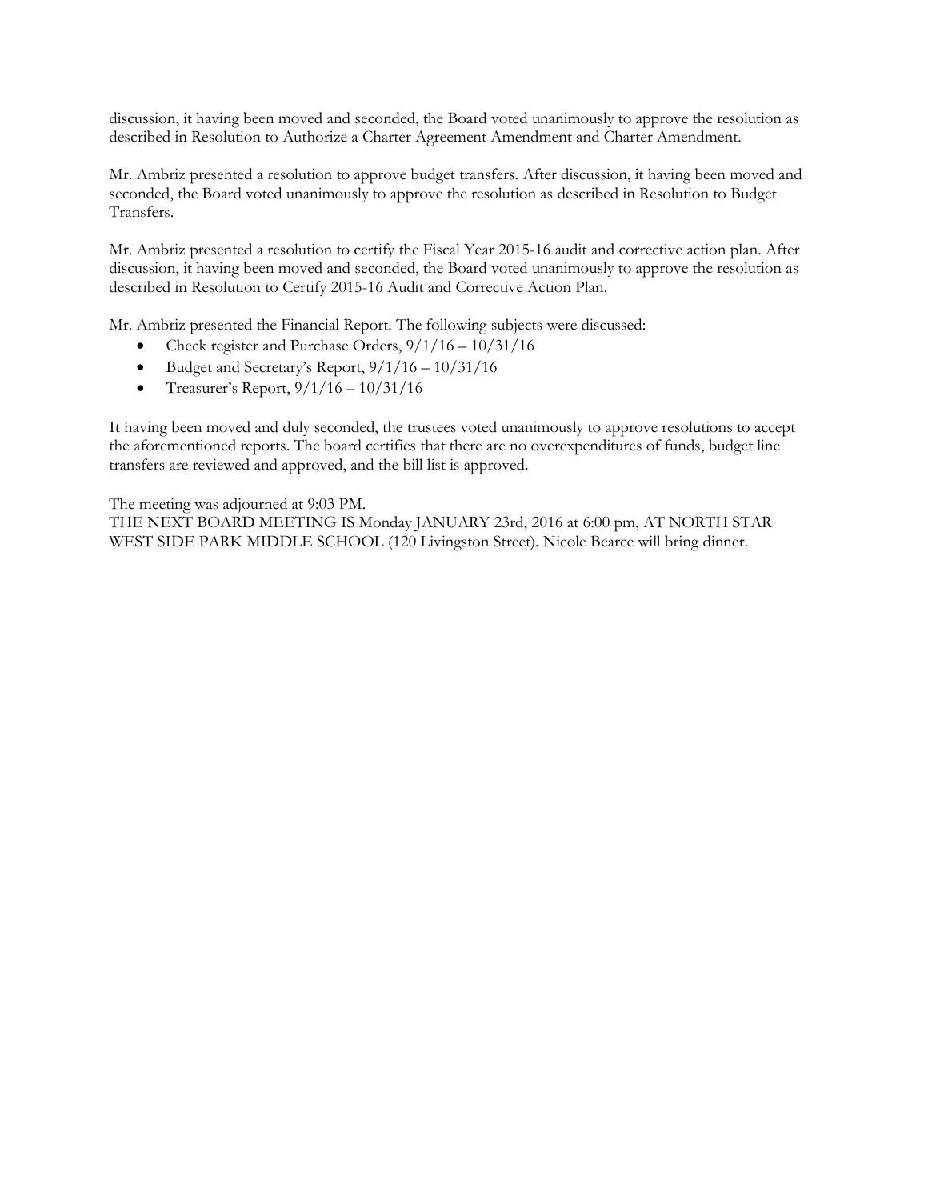discussion, it having been moved and seconded, the Board voted unanimously to approve the resolution as described in Resolution to Authorize a Charter Agreement Amendment and Charter Amendment.

Mr. Ambriz presented a resolution to approve budget transfers. After discussion, it having been moved and seconded, the Board voted unanimously to approve the resolution as described in Resolution to Budget Transfers.

Mr. Ambriz presented a resolution to certify the Fiscal Year 2015-16 audit and corrective action plan. After discussion, it having been moved and seconded, the Board voted unanimously to approve the resolution as described in Resolution to Certify 2015-16 Audit and Corrective Action Plan.

Mr. Ambriz presented the Financial Report. The following subjects were discussed:

- Check register and Purchase Orders, 9/1/16 – 10/31/16
- Budget and Secretary's Report, 9/1/16 – 10/31/16
- Treasurer's Report, 9/1/16 – 10/31/16

It having been moved and duly seconded, the trustees voted unanimously to approve resolutions to accept the aforementioned reports. The board certifies that there are no overexpenditures of funds, budget line transfers are reviewed and approved, and the bill list is approved.

The meeting was adjourned at 9:03 PM.
THE NEXT BOARD MEETING IS Monday JANUARY 23rd, 2016 at 6:00 pm, AT NORTH STAR WEST SIDE PARK MIDDLE SCHOOL (120 Livingston Street). Nicole Bearce will bring dinner.